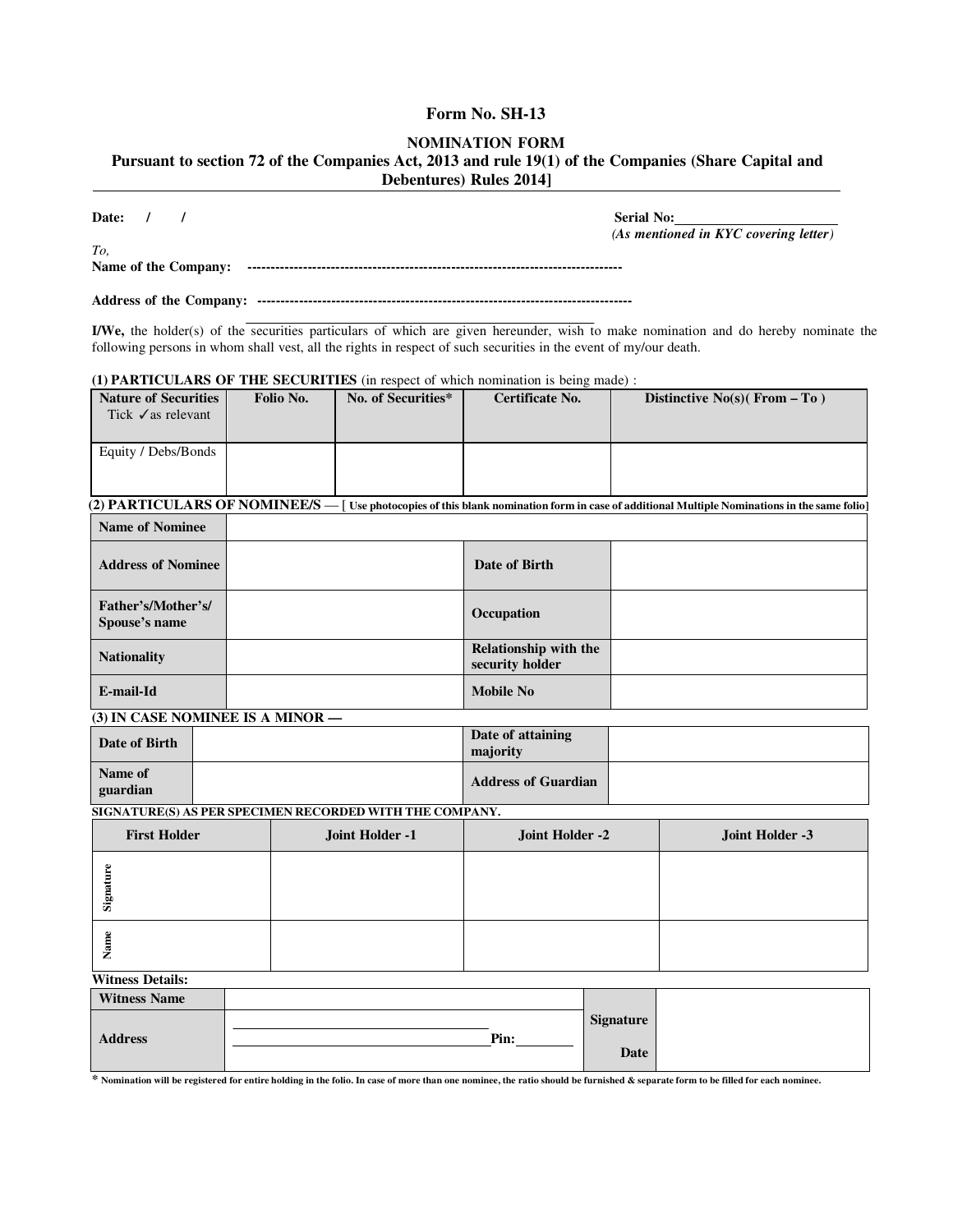# Form No. SH-13

## NOMINATION FORM

**Pursuant to section 72 of the Companies Act, 2013 and rule 19(1) of the Companies (Share Capital and Debentures) Rules 2014]**

**Date:** / / **Serial No:**\_\_\_\_\_\_\_\_\_\_\_\_\_\_\_\_\_\_\_\_\_\_

*(As mentioned in KYC covering letter)*

*To,*

**Name of the Company:** --------------------------------------------------------------------------------

**Address of the Company:** --------------------------------------------------------------------------------

**I/We,** the holder(s) of the securities particulars of which are given hereunder, wish to make nomination and do hereby nominate the following persons in whom shall vest, all the rights in respect of such securities in the event of my/our death.

**(1) PARTICULARS OF THE SECURITIES** (in respect of which nomination is being made) :

| Nature of Securities Tick ✓as relevant | Folio No. | No. of Securities* | Certificate No. | Distinctive No(s)( From – To ) |
|---|---|---|---|---|
| Equity / Debs/Bonds | | | | |

**(2) PARTICULARS OF NOMINEE/S** — [ Use photocopies of this blank nomination form in case of additional Multiple Nominations in the same folio]

| Name of Nominee | | | |
|---|---|---|---|
| Address of Nominee | | Date of Birth | |
| Father's/Mother's/ Spouse's name | | Occupation | |
| Nationality | | Relationship with the security holder | |
| E-mail-Id | | Mobile No | |

**(3) IN CASE NOMINEE IS A MINOR —**

| Date of Birth | | Date of attaining majority | |
|---|---|---|---|
| Name of guardian | | Address of Guardian | |

**SIGNATURE(S) AS PER SPECIMEN RECORDED WITH THE COMPANY.**

| | First Holder | Joint Holder -1 | Joint Holder -2 | Joint Holder -3 |
|---|---|---|---|---|
| Signature | | | | |
| Name | | | | |

**Witness Details:**

| Witness Name | | Signature | |
|---|---|---|---|
| Address | \_\_\_\_\_\_\_\_\_\_\_\_\_\_\_\_\_\_\_\_\_\_\_\_\_ \_\_\_\_\_\_\_\_\_\_\_\_\_\_\_\_\_\_\_\_\_\_\_\_\_Pin:\_\_\_\_\_\_\_\_ | Date | |

\* Nomination will be registered for entire holding in the folio. In case of more than one nominee, the ratio should be furnished & separate form to be filled for each nominee.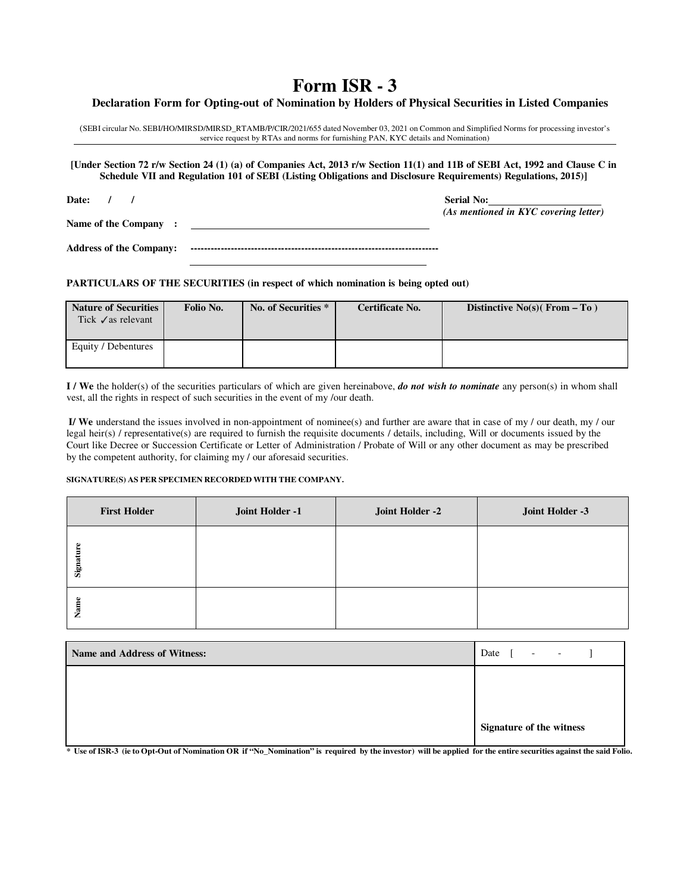# Form ISR - 3

**Declaration Form for Opting-out of Nomination by Holders of Physical Securities in Listed Companies**

(SEBI circular No. SEBI/HO/MIRSD/MIRSD_RTAMB/P/CIR/2021/655 dated November 03, 2021 on Common and Simplified Norms for processing investor's service request by RTAs and norms for furnishing PAN, KYC details and Nomination)

**[Under Section 72 r/w Section 24 (1) (a) of Companies Act, 2013 r/w Section 11(1) and 11B of SEBI Act, 1992 and Clause C in Schedule VII and Regulation 101 of SEBI (Listing Obligations and Disclosure Requirements) Regulations, 2015)]**

**Date:** / /

**Serial No:** ____________________
***(As mentioned in KYC covering letter)***

**Name of the Company :** ____________________________________________

**Address of the Company:** --------------------------------------------------------------------------

____________________________________________

**PARTICULARS OF THE SECURITIES (in respect of which nomination is being opted out)**

| **Nature of Securities** Tick ✓as relevant | **Folio No.** | **No. of Securities** * | **Certificate No.** | **Distinctive No(s)( From – To )** |
|---|---|---|---|---|
| Equity / Debentures | | | | |

**I / We** the holder(s) of the securities particulars of which are given hereinabove, ***do not wish to nominate*** any person(s) in whom shall vest, all the rights in respect of such securities in the event of my /our death.

**I/ We** understand the issues involved in non-appointment of nominee(s) and further are aware that in case of my / our death, my / our legal heir(s) / representative(s) are required to furnish the requisite documents / details, including, Will or documents issued by the Court like Decree or Succession Certificate or Letter of Administration / Probate of Will or any other document as may be prescribed by the competent authority, for claiming my / our aforesaid securities.

**SIGNATURE(S) AS PER SPECIMEN RECORDED WITH THE COMPANY.**

| | **First Holder** | **Joint Holder -1** | **Joint Holder -2** | **Joint Holder -3** |
|---|---|---|---|---|
| **Signature** | | | | |
| **Name** | | | | |

| **Name and Address of Witness:** | Date [ - - ] |
|---|---|
| | **Signature of the witness** |

**\* Use of ISR-3 (ie to Opt-Out of Nomination OR if "No_Nomination" is required by the investor) will be applied for the entire securities against the said Folio.**